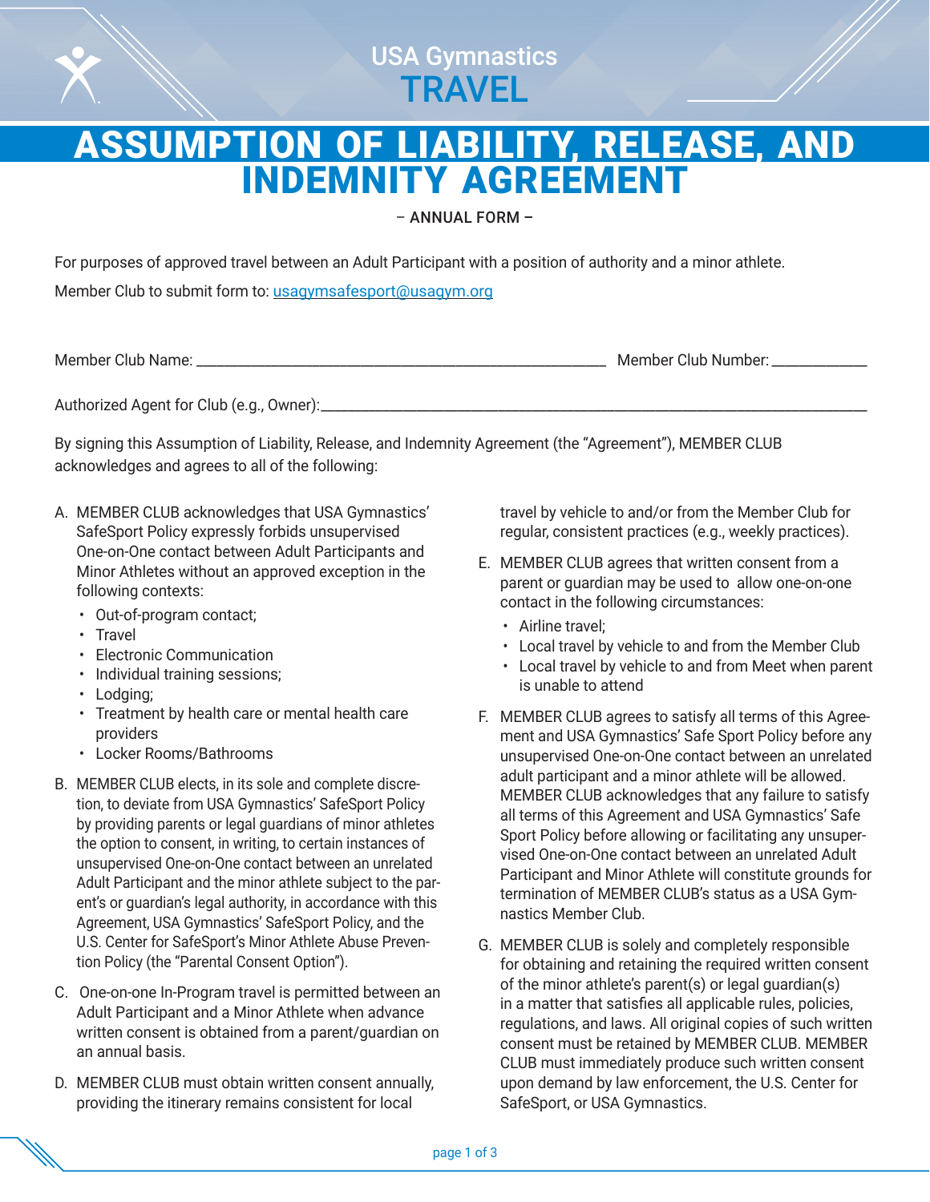# USA Gymnastics TRAVEL

# ASSUMPTION OF LIABILITY, RELEASE, AND INDEMNITY AGREEMENT

– ANNUAL FORM –

For purposes of approved travel between an Adult Participant with a position of authority and a minor athlete.

Member Club to submit form to: usagymsafesport@usagym.org

Member Club Name: ____________________________________________ Member Club Number: ___________

Authorized Agent for Club (e.g., Owner):______________________________________________________________

By signing this Assumption of Liability, Release, and Indemnity Agreement (the "Agreement"), MEMBER CLUB acknowledges and agrees to all of the following:

A. MEMBER CLUB acknowledges that USA Gymnastics' SafeSport Policy expressly forbids unsupervised One-on-One contact between Adult Participants and Minor Athletes without an approved exception in the following contexts:
   - Out-of-program contact;
   - Travel
   - Electronic Communication
   - Individual training sessions;
   - Lodging;
   - Treatment by health care or mental health care providers
   - Locker Rooms/Bathrooms

B. MEMBER CLUB elects, in its sole and complete discretion, to deviate from USA Gymnastics' SafeSport Policy by providing parents or legal guardians of minor athletes the option to consent, in writing, to certain instances of unsupervised One-on-One contact between an unrelated Adult Participant and the minor athlete subject to the parent's or guardian's legal authority, in accordance with this Agreement, USA Gymnastics' SafeSport Policy, and the U.S. Center for SafeSport's Minor Athlete Abuse Prevention Policy (the "Parental Consent Option").

C. One-on-one In-Program travel is permitted between an Adult Participant and a Minor Athlete when advance written consent is obtained from a parent/guardian on an annual basis.

D. MEMBER CLUB must obtain written consent annually, providing the itinerary remains consistent for local travel by vehicle to and/or from the Member Club for regular, consistent practices (e.g., weekly practices).

E. MEMBER CLUB agrees that written consent from a parent or guardian may be used to allow one-on-one contact in the following circumstances:
   - Airline travel;
   - Local travel by vehicle to and from the Member Club
   - Local travel by vehicle to and from Meet when parent is unable to attend

F. MEMBER CLUB agrees to satisfy all terms of this Agreement and USA Gymnastics' Safe Sport Policy before any unsupervised One-on-One contact between an unrelated adult participant and a minor athlete will be allowed. MEMBER CLUB acknowledges that any failure to satisfy all terms of this Agreement and USA Gymnastics' Safe Sport Policy before allowing or facilitating any unsupervised One-on-One contact between an unrelated Adult Participant and Minor Athlete will constitute grounds for termination of MEMBER CLUB's status as a USA Gymnastics Member Club.

G. MEMBER CLUB is solely and completely responsible for obtaining and retaining the required written consent of the minor athlete's parent(s) or legal guardian(s) in a matter that satisfies all applicable rules, policies, regulations, and laws. All original copies of such written consent must be retained by MEMBER CLUB. MEMBER CLUB must immediately produce such written consent upon demand by law enforcement, the U.S. Center for SafeSport, or USA Gymnastics.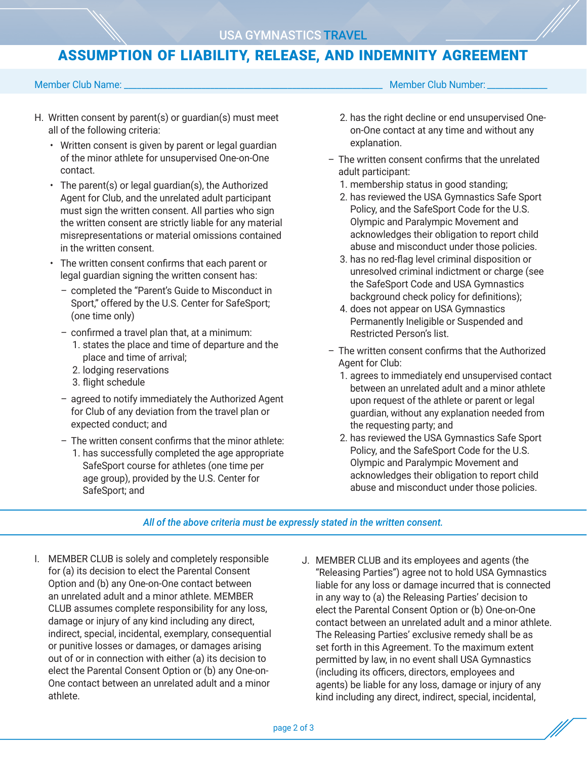USA GYMNASTICS TRAVEL

# ASSUMPTION OF LIABILITY, RELEASE, AND INDEMNITY AGREEMENT

Member Club Name: ______________________________ Member Club Number: ____________

H. Written consent by parent(s) or guardian(s) must meet all of the following criteria:
   - Written consent is given by parent or legal guardian of the minor athlete for unsupervised One-on-One contact.
   - The parent(s) or legal guardian(s), the Authorized Agent for Club, and the unrelated adult participant must sign the written consent. All parties who sign the written consent are strictly liable for any material misrepresentations or material omissions contained in the written consent.
   - The written consent confirms that each parent or legal guardian signing the written consent has:
     - completed the "Parent's Guide to Misconduct in Sport," offered by the U.S. Center for SafeSport; (one time only)
     - confirmed a travel plan that, at a minimum:
       1. states the place and time of departure and the place and time of arrival;
       2. lodging reservations
       3. flight schedule
     - agreed to notify immediately the Authorized Agent for Club of any deviation from the travel plan or expected conduct; and
     - The written consent confirms that the minor athlete:
       1. has successfully completed the age appropriate SafeSport course for athletes (one time per age group), provided by the U.S. Center for SafeSport; and
       2. has the right decline or end unsupervised One-on-One contact at any time and without any explanation.
     - The written consent confirms that the unrelated adult participant:
       1. membership status in good standing;
       2. has reviewed the USA Gymnastics Safe Sport Policy, and the SafeSport Code for the U.S. Olympic and Paralympic Movement and acknowledges their obligation to report child abuse and misconduct under those policies.
       3. has no red-flag level criminal disposition or unresolved criminal indictment or charge (see the SafeSport Code and USA Gymnastics background check policy for definitions);
       4. does not appear on USA Gymnastics Permanently Ineligible or Suspended and Restricted Person's list.
     - The written consent confirms that the Authorized Agent for Club:
       1. agrees to immediately end unsupervised contact between an unrelated adult and a minor athlete upon request of the athlete or parent or legal guardian, without any explanation needed from the requesting party; and
       2. has reviewed the USA Gymnastics Safe Sport Policy, and the SafeSport Code for the U.S. Olympic and Paralympic Movement and acknowledges their obligation to report child abuse and misconduct under those policies.

*All of the above criteria must be expressly stated in the written consent.*

I. MEMBER CLUB is solely and completely responsible for (a) its decision to elect the Parental Consent Option and (b) any One-on-One contact between an unrelated adult and a minor athlete. MEMBER CLUB assumes complete responsibility for any loss, damage or injury of any kind including any direct, indirect, special, incidental, exemplary, consequential or punitive losses or damages, or damages arising out of or in connection with either (a) its decision to elect the Parental Consent Option or (b) any One-on-One contact between an unrelated adult and a minor athlete.

J. MEMBER CLUB and its employees and agents (the "Releasing Parties") agree not to hold USA Gymnastics liable for any loss or damage incurred that is connected in any way to (a) the Releasing Parties' decision to elect the Parental Consent Option or (b) One-on-One contact between an unrelated adult and a minor athlete. The Releasing Parties' exclusive remedy shall be as set forth in this Agreement. To the maximum extent permitted by law, in no event shall USA Gymnastics (including its officers, directors, employees and agents) be liable for any loss, damage or injury of any kind including any direct, indirect, special, incidental,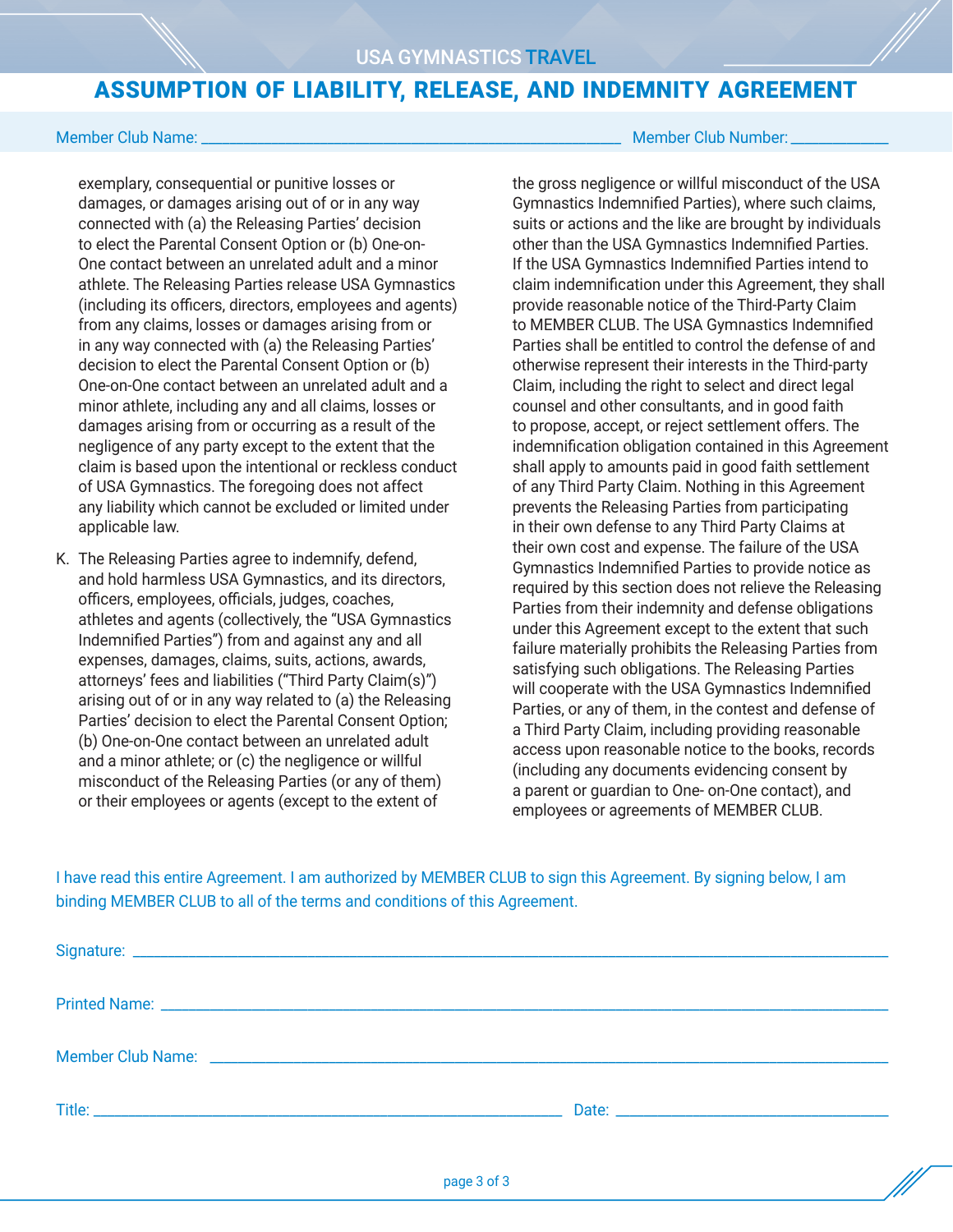# ASSUMPTION OF LIABILITY, RELEASE, AND INDEMNITY AGREEMENT

Member Club Name: ______________________________ Member Club Number: ____________

exemplary, consequential or punitive losses or damages, or damages arising out of or in any way connected with (a) the Releasing Parties' decision to elect the Parental Consent Option or (b) One-on-One contact between an unrelated adult and a minor athlete. The Releasing Parties release USA Gymnastics (including its officers, directors, employees and agents) from any claims, losses or damages arising from or in any way connected with (a) the Releasing Parties' decision to elect the Parental Consent Option or (b) One-on-One contact between an unrelated adult and a minor athlete, including any and all claims, losses or damages arising from or occurring as a result of the negligence of any party except to the extent that the claim is based upon the intentional or reckless conduct of USA Gymnastics. The foregoing does not affect any liability which cannot be excluded or limited under applicable law.

K. The Releasing Parties agree to indemnify, defend, and hold harmless USA Gymnastics, and its directors, officers, employees, officials, judges, coaches, athletes and agents (collectively, the "USA Gymnastics Indemnified Parties") from and against any and all expenses, damages, claims, suits, actions, awards, attorneys' fees and liabilities ("Third Party Claim(s)") arising out of or in any way related to (a) the Releasing Parties' decision to elect the Parental Consent Option; (b) One-on-One contact between an unrelated adult and a minor athlete; or (c) the negligence or willful misconduct of the Releasing Parties (or any of them) or their employees or agents (except to the extent of the gross negligence or willful misconduct of the USA Gymnastics Indemnified Parties), where such claims, suits or actions and the like are brought by individuals other than the USA Gymnastics Indemnified Parties. If the USA Gymnastics Indemnified Parties intend to claim indemnification under this Agreement, they shall provide reasonable notice of the Third-Party Claim to MEMBER CLUB. The USA Gymnastics Indemnified Parties shall be entitled to control the defense of and otherwise represent their interests in the Third-party Claim, including the right to select and direct legal counsel and other consultants, and in good faith to propose, accept, or reject settlement offers. The indemnification obligation contained in this Agreement shall apply to amounts paid in good faith settlement of any Third Party Claim. Nothing in this Agreement prevents the Releasing Parties from participating in their own defense to any Third Party Claims at their own cost and expense. The failure of the USA Gymnastics Indemnified Parties to provide notice as required by this section does not relieve the Releasing Parties from their indemnity and defense obligations under this Agreement except to the extent that such failure materially prohibits the Releasing Parties from satisfying such obligations. The Releasing Parties will cooperate with the USA Gymnastics Indemnified Parties, or any of them, in the contest and defense of a Third Party Claim, including providing reasonable access upon reasonable notice to the books, records (including any documents evidencing consent by a parent or guardian to One- on-One contact), and employees or agreements of MEMBER CLUB.

I have read this entire Agreement. I am authorized by MEMBER CLUB to sign this Agreement. By signing below, I am binding MEMBER CLUB to all of the terms and conditions of this Agreement.

Signature: ______________________________

Printed Name: ______________________________

Member Club Name: ______________________________

Title: ______________________________ Date: ______________________________